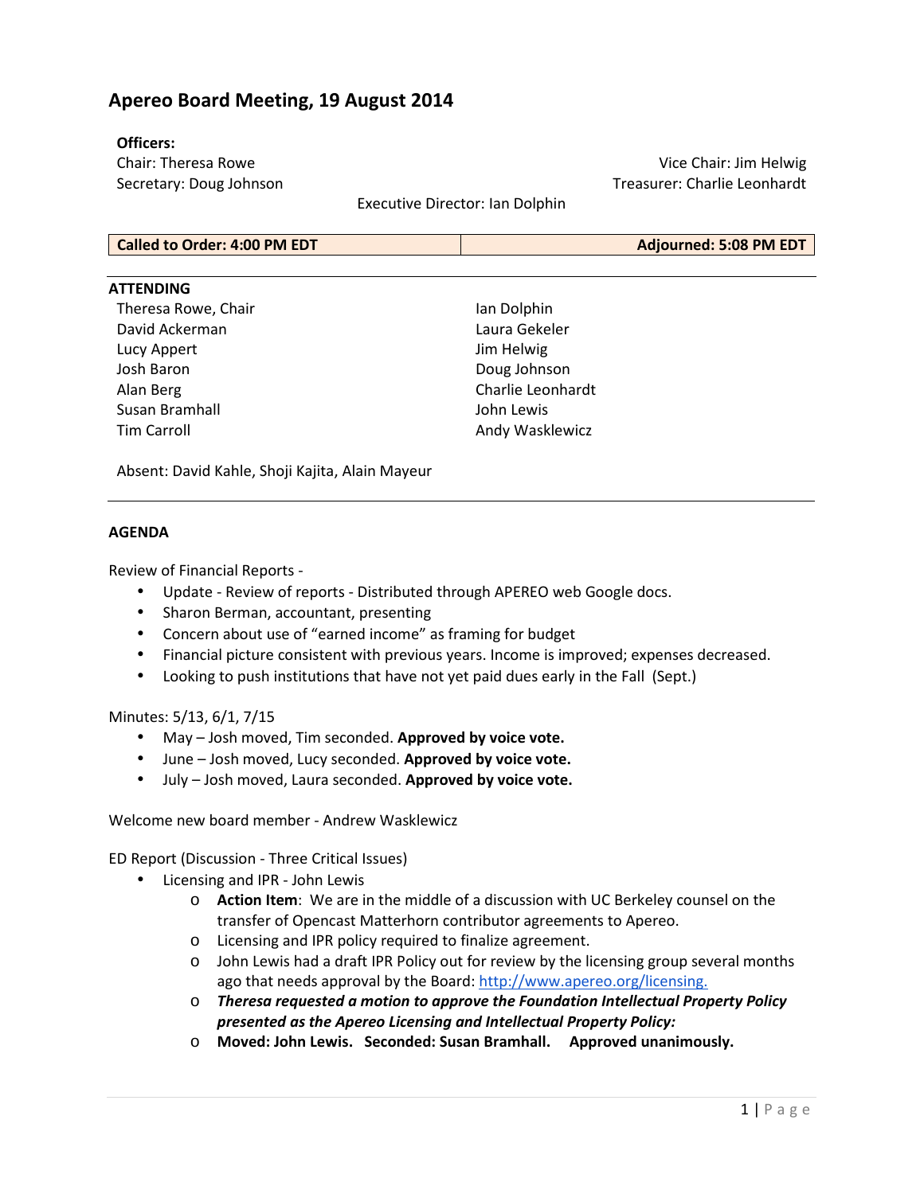# Apereo Board Meeting, 19 August 2014

**Officers:**

Chair: Theresa Rowe
Vice Chair: Jim Helwig
Secretary: Doug Johnson
Treasurer: Charlie Leonhardt
Executive Director: Ian Dolphin

| **Called to Order: 4:00 PM EDT** | **Adjourned: 5:08 PM EDT** |
| --- | --- |

**ATTENDING**

Theresa Rowe, Chair
David Ackerman
Lucy Appert
Josh Baron
Alan Berg
Susan Bramhall
Tim Carroll
Ian Dolphin
Laura Gekeler
Jim Helwig
Doug Johnson
Charlie Leonhardt
John Lewis
Andy Wasklewicz

Absent: David Kahle, Shoji Kajita, Alain Mayeur

**AGENDA**

Review of Financial Reports -

- Update - Review of reports - Distributed through APEREO web Google docs.
- Sharon Berman, accountant, presenting
- Concern about use of "earned income" as framing for budget
- Financial picture consistent with previous years. Income is improved; expenses decreased.
- Looking to push institutions that have not yet paid dues early in the Fall (Sept.)

Minutes: 5/13, 6/1, 7/15

- May – Josh moved, Tim seconded. **Approved by voice vote.**
- June – Josh moved, Lucy seconded. **Approved by voice vote.**
- July – Josh moved, Laura seconded. **Approved by voice vote.**

Welcome new board member - Andrew Wasklewicz

ED Report (Discussion - Three Critical Issues)

- Licensing and IPR - John Lewis
  - **Action Item**: We are in the middle of a discussion with UC Berkeley counsel on the transfer of Opencast Matterhorn contributor agreements to Apereo.
  - Licensing and IPR policy required to finalize agreement.
  - John Lewis had a draft IPR Policy out for review by the licensing group several months ago that needs approval by the Board: http://www.apereo.org/licensing.
  - ***Theresa requested a motion to approve the Foundation Intellectual Property Policy presented as the Apereo Licensing and Intellectual Property Policy:***
  - **Moved: John Lewis. Seconded: Susan Bramhall. Approved unanimously.**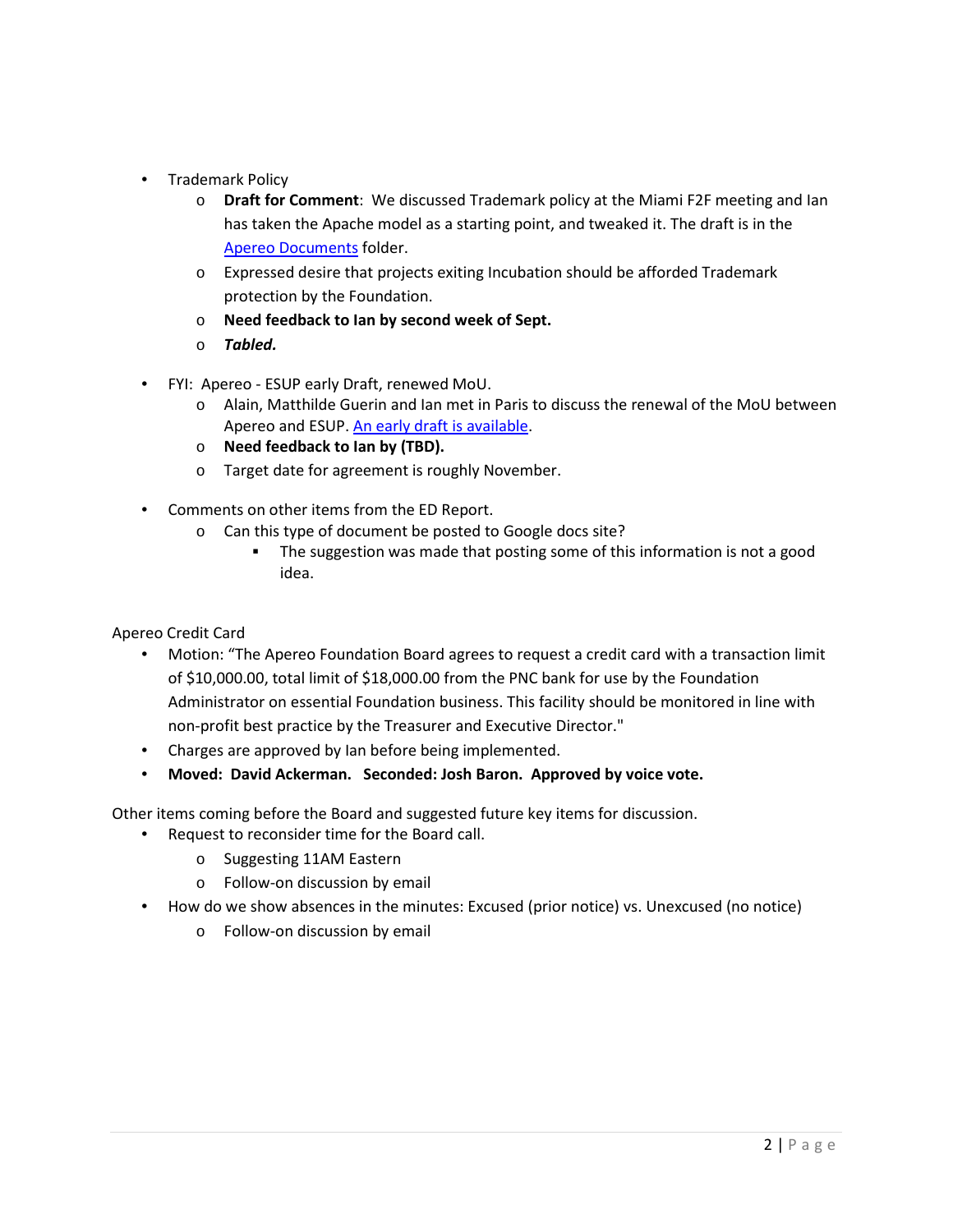- Trademark Policy
  - **Draft for Comment**: We discussed Trademark policy at the Miami F2F meeting and Ian has taken the Apache model as a starting point, and tweaked it. The draft is in the Apereo Documents folder.
  - Expressed desire that projects exiting Incubation should be afforded Trademark protection by the Foundation.
  - **Need feedback to Ian by second week of Sept.**
  - ***Tabled.***

- FYI: Apereo - ESUP early Draft, renewed MoU.
  - Alain, Matthilde Guerin and Ian met in Paris to discuss the renewal of the MoU between Apereo and ESUP. An early draft is available.
  - **Need feedback to Ian by (TBD).**
  - Target date for agreement is roughly November.

- Comments on other items from the ED Report.
  - Can this type of document be posted to Google docs site?
    - The suggestion was made that posting some of this information is not a good idea.

Apereo Credit Card

- Motion: "The Apereo Foundation Board agrees to request a credit card with a transaction limit of $10,000.00, total limit of $18,000.00 from the PNC bank for use by the Foundation Administrator on essential Foundation business. This facility should be monitored in line with non-profit best practice by the Treasurer and Executive Director."
- Charges are approved by Ian before being implemented.
- **Moved: David Ackerman. Seconded: Josh Baron. Approved by voice vote.**

Other items coming before the Board and suggested future key items for discussion.

- Request to reconsider time for the Board call.
  - Suggesting 11AM Eastern
  - Follow-on discussion by email
- How do we show absences in the minutes: Excused (prior notice) vs. Unexcused (no notice)
  - Follow-on discussion by email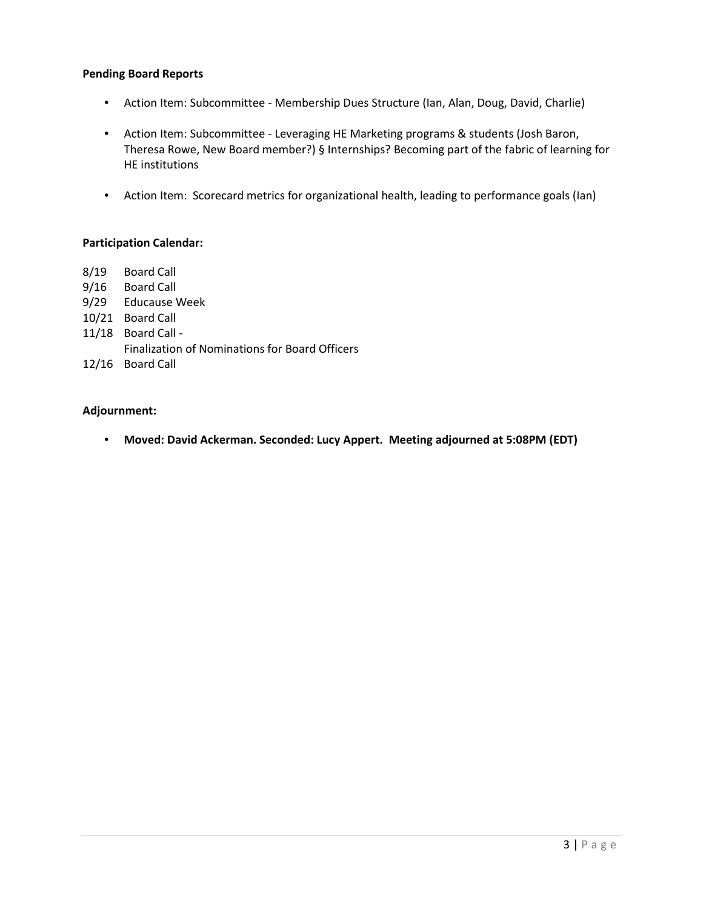**Pending Board Reports**

- Action Item: Subcommittee - Membership Dues Structure (Ian, Alan, Doug, David, Charlie)
- Action Item: Subcommittee - Leveraging HE Marketing programs & students (Josh Baron, Theresa Rowe, New Board member?) § Internships? Becoming part of the fabric of learning for HE institutions
- Action Item: Scorecard metrics for organizational health, leading to performance goals (Ian)

**Participation Calendar:**

8/19 Board Call
9/16 Board Call
9/29 Educause Week
10/21 Board Call
11/18 Board Call -
Finalization of Nominations for Board Officers
12/16 Board Call

**Adjournment:**

- **Moved: David Ackerman. Seconded: Lucy Appert. Meeting adjourned at 5:08PM (EDT)**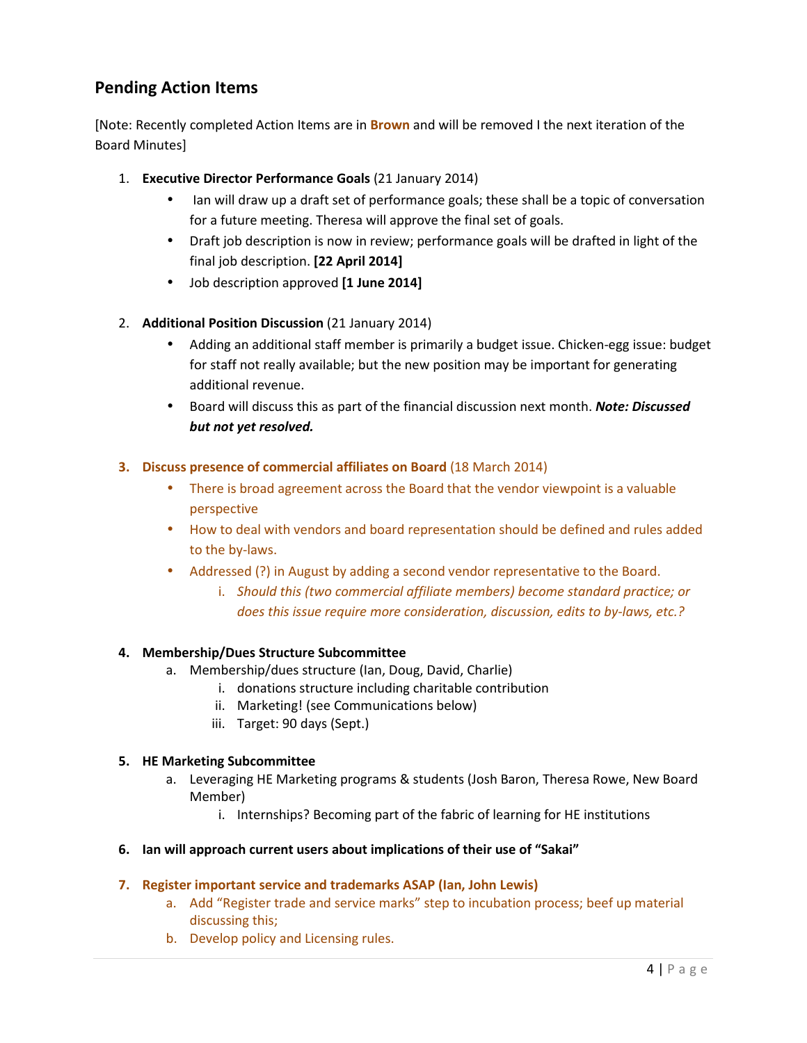## Pending Action Items

[Note: Recently completed Action Items are in **Brown** and will be removed I the next iteration of the Board Minutes]

1. **Executive Director Performance Goals** (21 January 2014)
   - Ian will draw up a draft set of performance goals; these shall be a topic of conversation for a future meeting. Theresa will approve the final set of goals.
   - Draft job description is now in review; performance goals will be drafted in light of the final job description. **[22 April 2014]**
   - Job description approved **[1 June 2014]**

2. **Additional Position Discussion** (21 January 2014)
   - Adding an additional staff member is primarily a budget issue. Chicken-egg issue: budget for staff not really available; but the new position may be important for generating additional revenue.
   - Board will discuss this as part of the financial discussion next month. ***Note: Discussed but not yet resolved.***

3. **Discuss presence of commercial affiliates on Board** (18 March 2014)
   - There is broad agreement across the Board that the vendor viewpoint is a valuable perspective
   - How to deal with vendors and board representation should be defined and rules added to the by-laws.
   - Addressed (?) in August by adding a second vendor representative to the Board.
     i. *Should this (two commercial affiliate members) become standard practice; or does this issue require more consideration, discussion, edits to by-laws, etc.?*

4. **Membership/Dues Structure Subcommittee**
   a. Membership/dues structure (Ian, Doug, David, Charlie)
      i. donations structure including charitable contribution
      ii. Marketing! (see Communications below)
      iii. Target: 90 days (Sept.)

5. **HE Marketing Subcommittee**
   a. Leveraging HE Marketing programs & students (Josh Baron, Theresa Rowe, New Board Member)
      i. Internships? Becoming part of the fabric of learning for HE institutions

6. **Ian will approach current users about implications of their use of "Sakai"**

7. **Register important service and trademarks ASAP (Ian, John Lewis)**
   a. Add "Register trade and service marks" step to incubation process; beef up material discussing this;
   b. Develop policy and Licensing rules.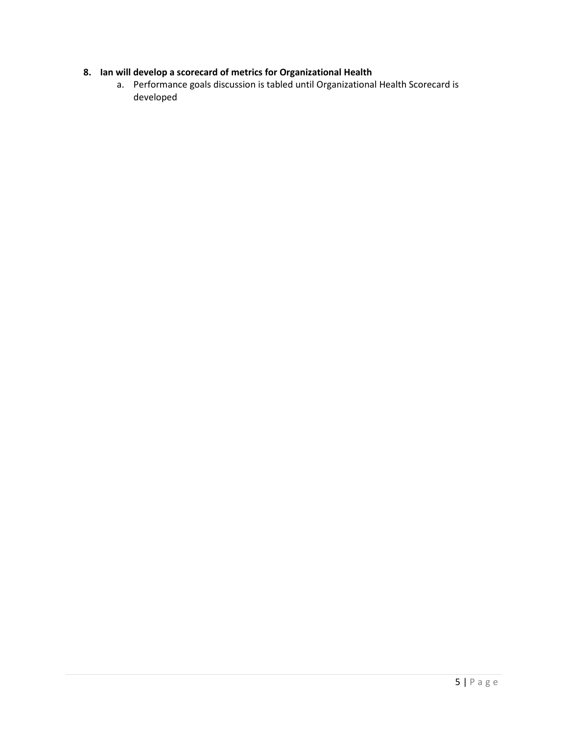8. **Ian will develop a scorecard of metrics for Organizational Health**
    a. Performance goals discussion is tabled until Organizational Health Scorecard is developed